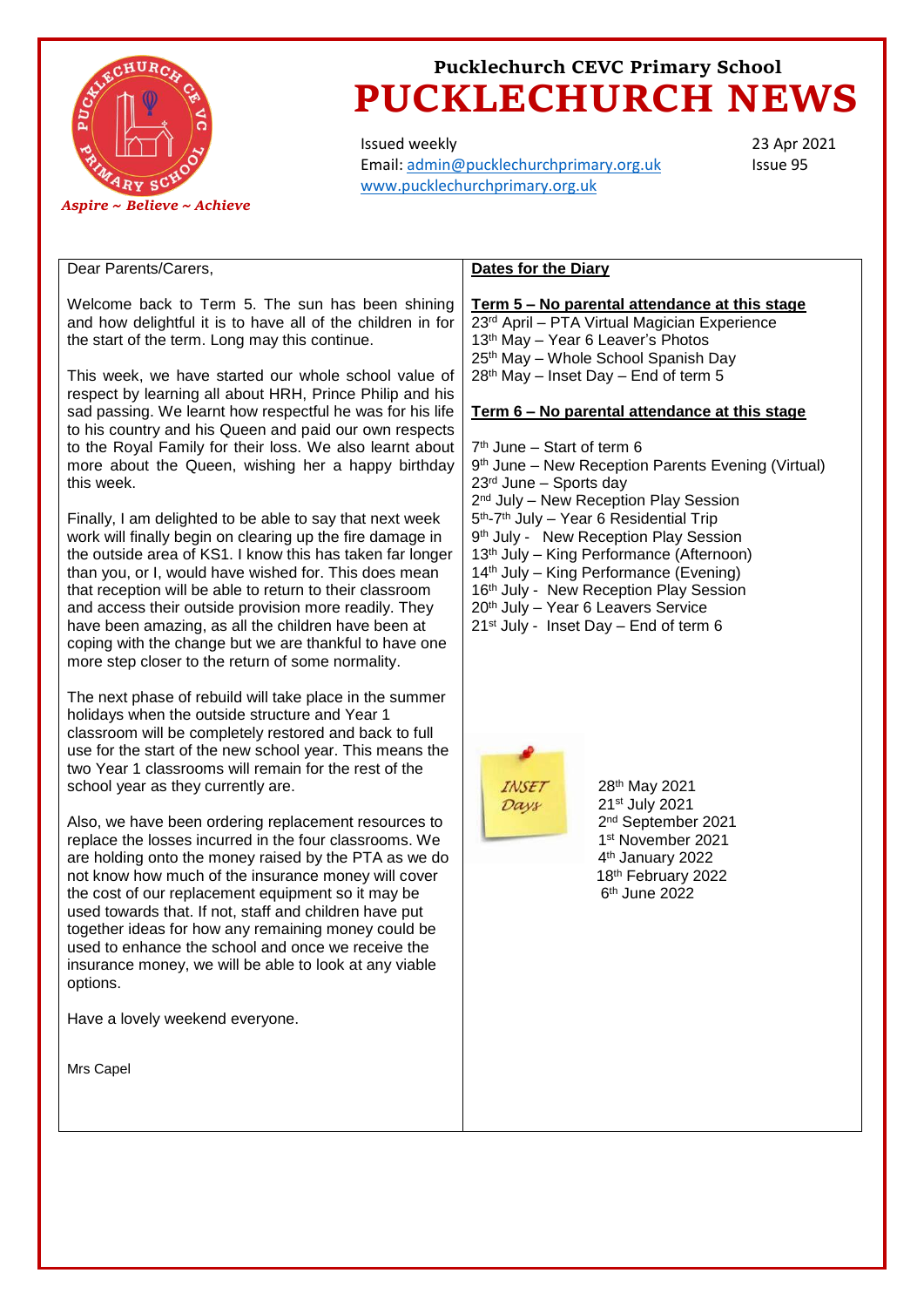# Pucklechurch CEVC Primary School

# PUCKLECHURCH NEWS

*Aspire ~ Believe ~ Achieve*

Issued weekly
Email: admin@pucklechurchprimary.org.uk
www.pucklechurchprimary.org.uk

23 Apr 2021
Issue 95

Dear Parents/Carers,

Welcome back to Term 5. The sun has been shining and how delightful it is to have all of the children in for the start of the term. Long may this continue.

This week, we have started our whole school value of respect by learning all about HRH, Prince Philip and his sad passing. We learnt how respectful he was for his life to his country and his Queen and paid our own respects to the Royal Family for their loss. We also learnt about more about the Queen, wishing her a happy birthday this week.

Finally, I am delighted to be able to say that next week work will finally begin on clearing up the fire damage in the outside area of KS1. I know this has taken far longer than you, or I, would have wished for. This does mean that reception will be able to return to their classroom and access their outside provision more readily. They have been amazing, as all the children have been at coping with the change but we are thankful to have one more step closer to the return of some normality.

The next phase of rebuild will take place in the summer holidays when the outside structure and Year 1 classroom will be completely restored and back to full use for the start of the new school year. This means the two Year 1 classrooms will remain for the rest of the school year as they currently are.

Also, we have been ordering replacement resources to replace the losses incurred in the four classrooms. We are holding onto the money raised by the PTA as we do not know how much of the insurance money will cover the cost of our replacement equipment so it may be used towards that. If not, staff and children have put together ideas for how any remaining money could be used to enhance the school and once we receive the insurance money, we will be able to look at any viable options.

Have a lovely weekend everyone.

Mrs Capel

## Dates for the Diary

**Term 5 – No parental attendance at this stage**

23rd April – PTA Virtual Magician Experience
13th May – Year 6 Leaver's Photos
25th May – Whole School Spanish Day
28th May – Inset Day – End of term 5

**Term 6 – No parental attendance at this stage**

7th June – Start of term 6
9th June – New Reception Parents Evening (Virtual)
23rd June – Sports day
2nd July – New Reception Play Session
5th-7th July – Year 6 Residential Trip
9th July - New Reception Play Session
13th July – King Performance (Afternoon)
14th July – King Performance (Evening)
16th July - New Reception Play Session
20th July – Year 6 Leavers Service
21st July - Inset Day – End of term 6

*INSET Days*

28th May 2021
21st July 2021
2nd September 2021
1st November 2021
4th January 2022
18th February 2022
6th June 2022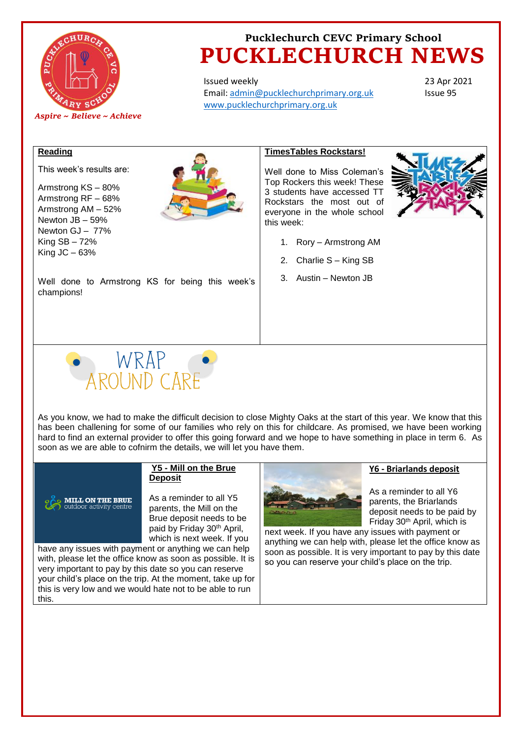Pucklechurch CEVC Primary School

# PUCKLECHURCH NEWS

*Aspire ~ Believe ~ Achieve*

Issued weekly
Email: admin@pucklechurchprimary.org.uk
www.pucklechurchprimary.org.uk

23 Apr 2021
Issue 95

## Reading

This week's results are:

Armstrong KS – 80%
Armstrong RF – 68%
Armstrong AM – 52%
Newton JB – 59%
Newton GJ – 77%
King SB – 72%
King JC – 63%

Well done to Armstrong KS for being this week's champions!

## TimesTables Rockstars!

Well done to Miss Coleman's Top Rockers this week! These 3 students have accessed TT Rockstars the most out of everyone in the whole school this week:

1. Rory – Armstrong AM
2. Charlie S – King SB
3. Austin – Newton JB

## WRAP AROUND CARE

As you know, we had to make the difficult decision to close Mighty Oaks at the start of this year. We know that this has been challenging for some of our families who rely on this for childcare. As promised, we have been working hard to find an external provider to offer this going forward and we hope to have something in place in term 6. As soon as we are able to cofnirm the details, we will let you have them.

## Y5 - Mill on the Brue Deposit

MILL ON THE BRUE outdoor activity centre

As a reminder to all Y5 parents, the Mill on the Brue deposit needs to be paid by Friday 30th April, which is next week. If you have any issues with payment or anything we can help with, please let the office know as soon as possible. It is very important to pay by this date so you can reserve your child's place on the trip. At the moment, take up for this is very low and we would hate not to be able to run this.

## Y6 - Briarlands deposit

As a reminder to all Y6 parents, the Briarlands deposit needs to be paid by Friday 30th April, which is next week. If you have any issues with payment or anything we can help with, please let the office know as soon as possible. It is very important to pay by this date so you can reserve your child's place on the trip.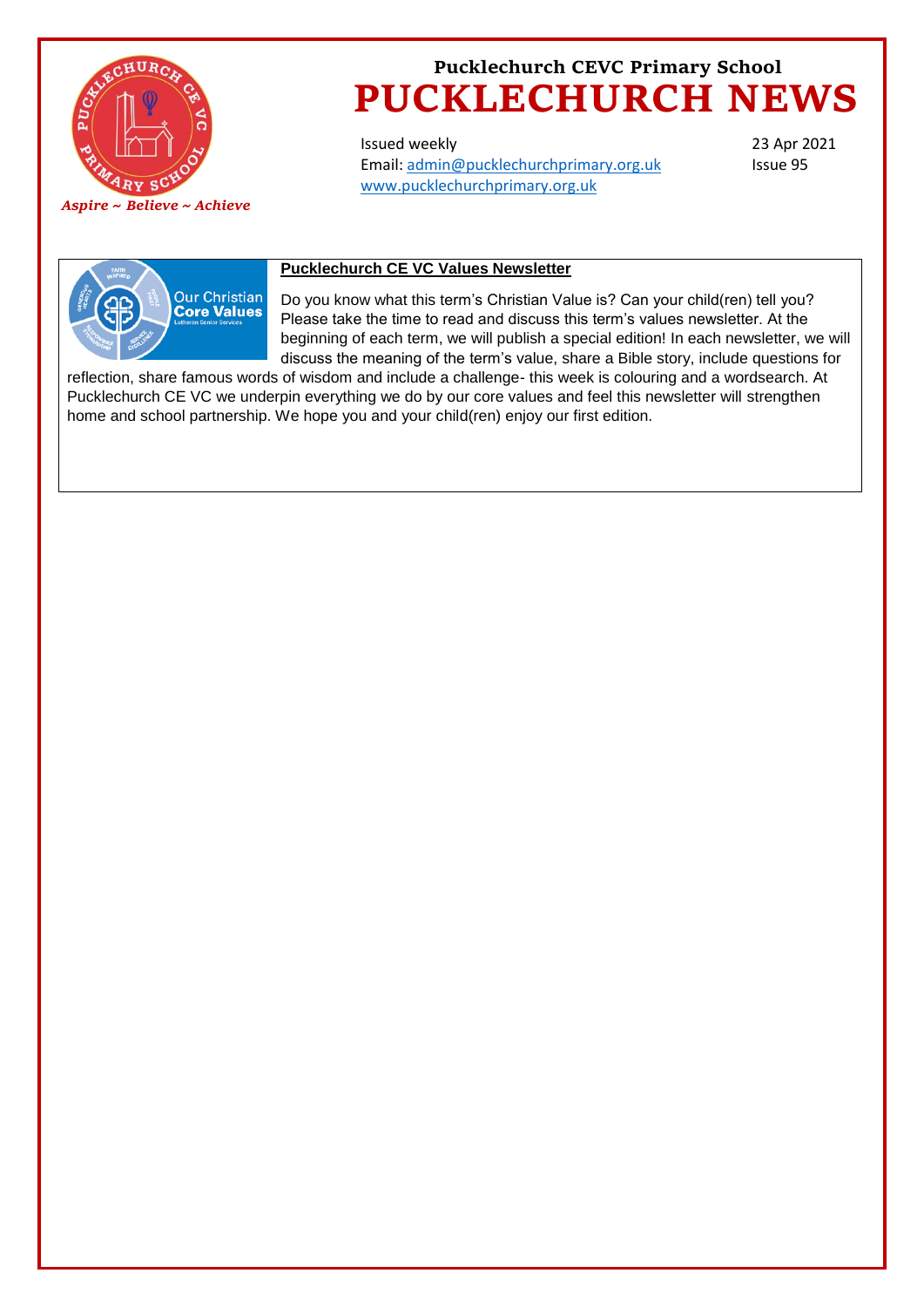# Pucklechurch CEVC Primary School

# PUCKLECHURCH NEWS

*Aspire ~ Believe ~ Achieve*

Issued weekly
Email: admin@pucklechurchprimary.org.uk
www.pucklechurchprimary.org.uk

23 Apr 2021
Issue 95

**Pucklechurch CE VC Values Newsletter**

Do you know what this term's Christian Value is? Can your child(ren) tell you? Please take the time to read and discuss this term's values newsletter. At the beginning of each term, we will publish a special edition! In each newsletter, we will discuss the meaning of the term's value, share a Bible story, include questions for reflection, share famous words of wisdom and include a challenge- this week is colouring and a wordsearch. At Pucklechurch CE VC we underpin everything we do by our core values and feel this newsletter will strengthen home and school partnership. We hope you and your child(ren) enjoy our first edition.